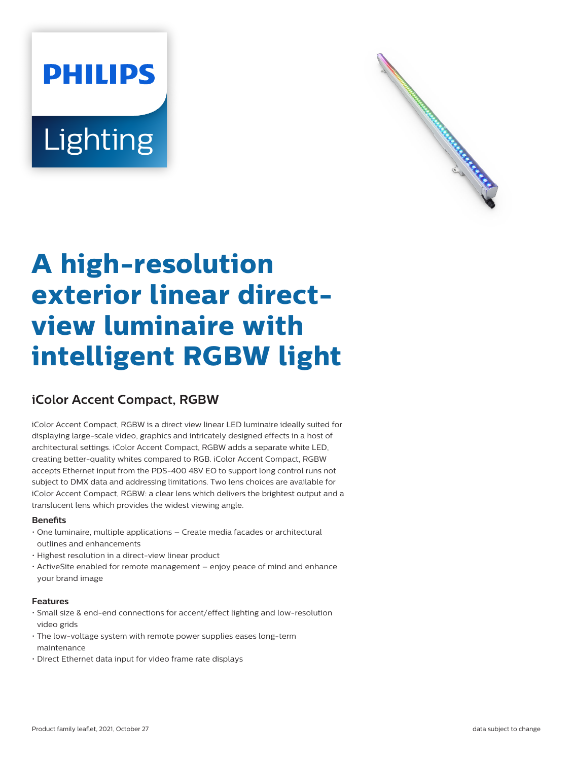PHILIPS

Lighting

# A high-resolution exterior linear direct-view luminaire with intelligent RGBW light

## iColor Accent Compact, RGBW

iColor Accent Compact, RGBW is a direct view linear LED luminaire ideally suited for displaying large-scale video, graphics and intricately designed effects in a host of architectural settings. iColor Accent Compact, RGBW adds a separate white LED, creating better-quality whites compared to RGB. iColor Accent Compact, RGBW accepts Ethernet input from the PDS-400 48V EO to support long control runs not subject to DMX data and addressing limitations. Two lens choices are available for iColor Accent Compact, RGBW: a clear lens which delivers the brightest output and a translucent lens which provides the widest viewing angle.

### Benefits

- One luminaire, multiple applications – Create media facades or architectural outlines and enhancements
- Highest resolution in a direct-view linear product
- ActiveSite enabled for remote management – enjoy peace of mind and enhance your brand image

### Features

- Small size & end-end connections for accent/effect lighting and low-resolution video grids
- The low-voltage system with remote power supplies eases long-term maintenance
- Direct Ethernet data input for video frame rate displays

Product family leaflet, 2021, October 27

data subject to change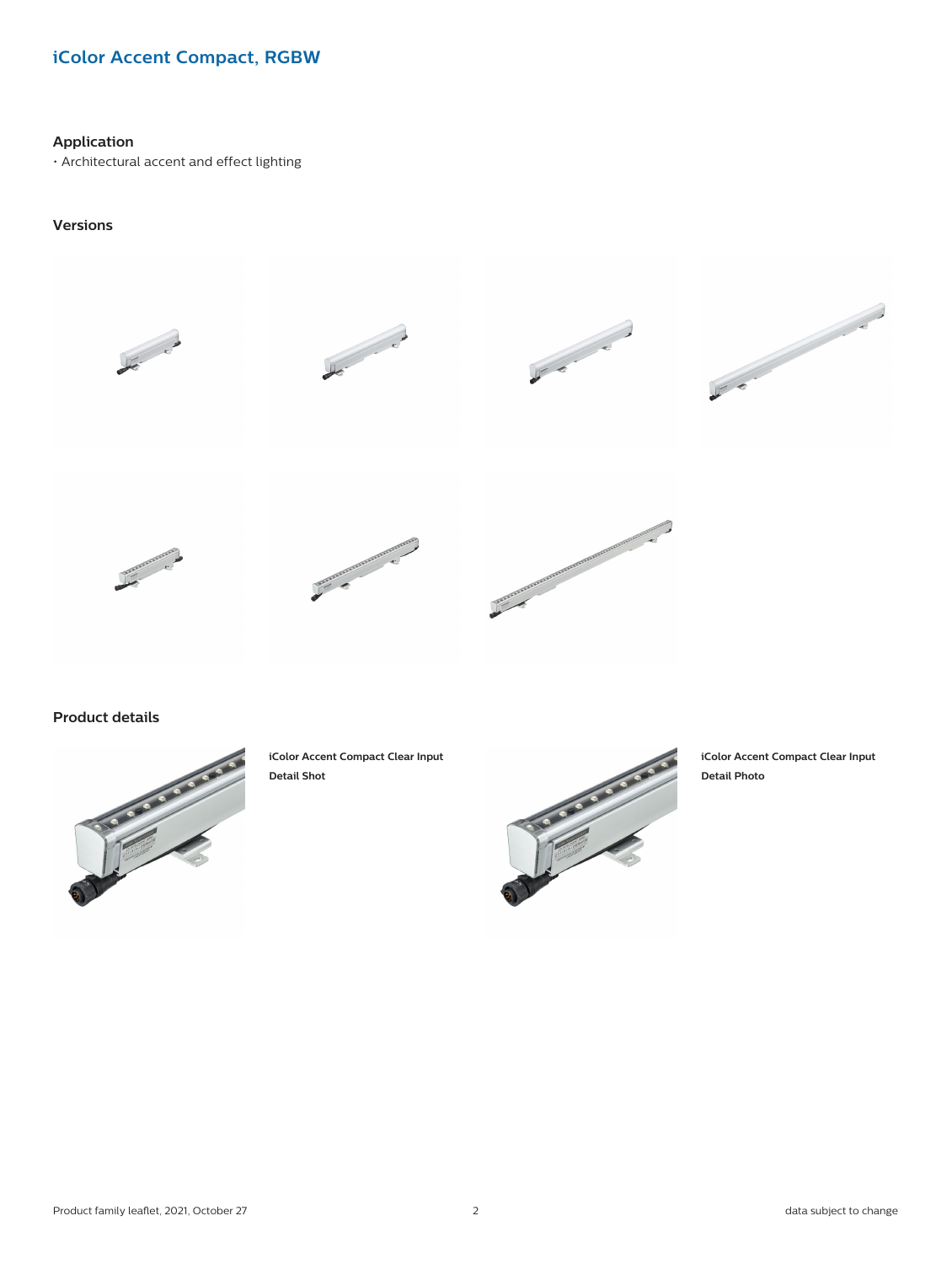## iColor Accent Compact, RGBW

### Application

- Architectural accent and effect lighting

### Versions

### Product details

**iColor Accent Compact Clear Input Detail Shot**

**iColor Accent Compact Clear Input Detail Photo**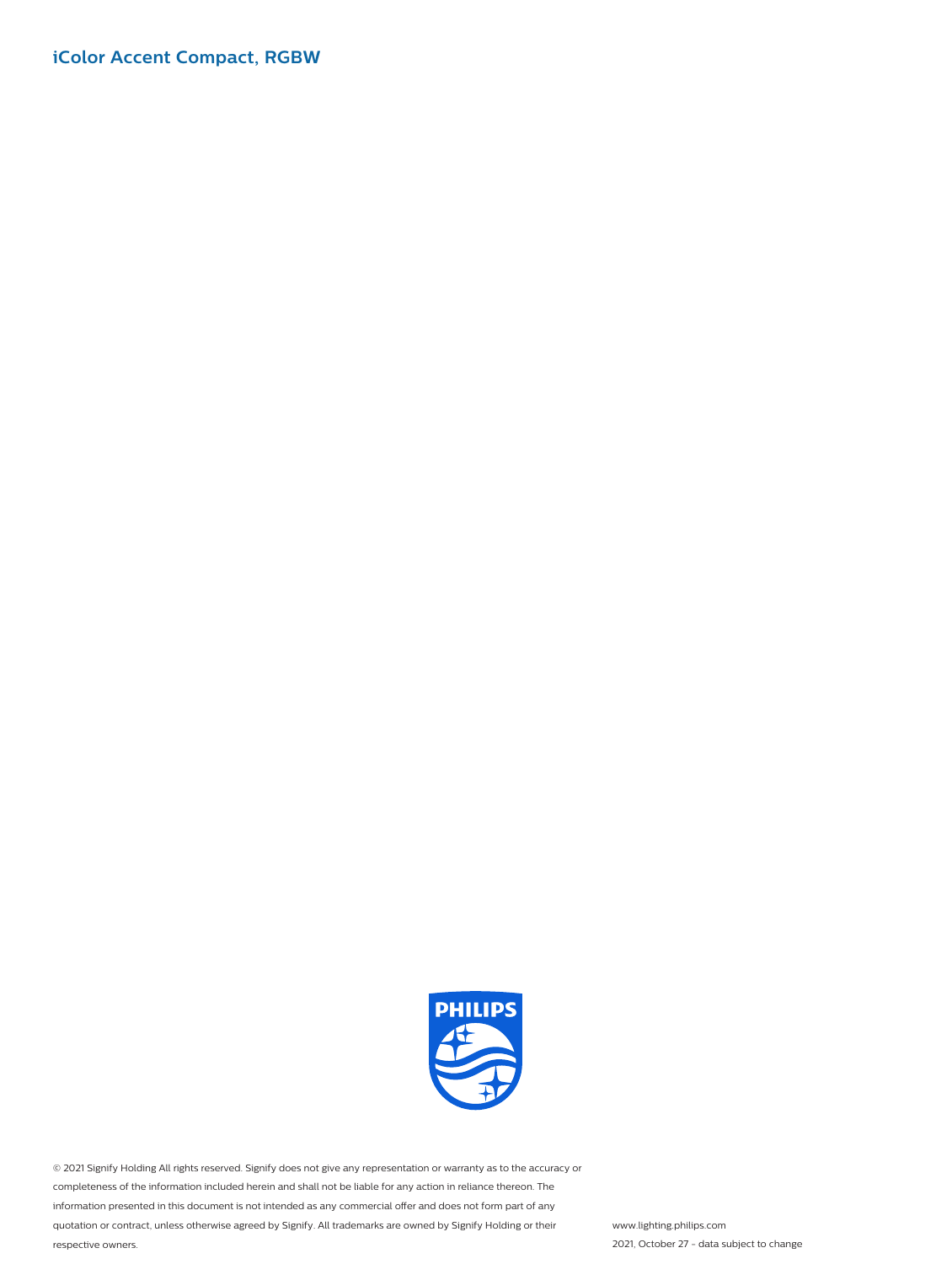## iColor Accent Compact, RGBW

© 2021 Signify Holding All rights reserved. Signify does not give any representation or warranty as to the accuracy or completeness of the information included herein and shall not be liable for any action in reliance thereon. The information presented in this document is not intended as any commercial offer and does not form part of any quotation or contract, unless otherwise agreed by Signify. All trademarks are owned by Signify Holding or their respective owners.

www.lighting.philips.com

2021, October 27 - data subject to change